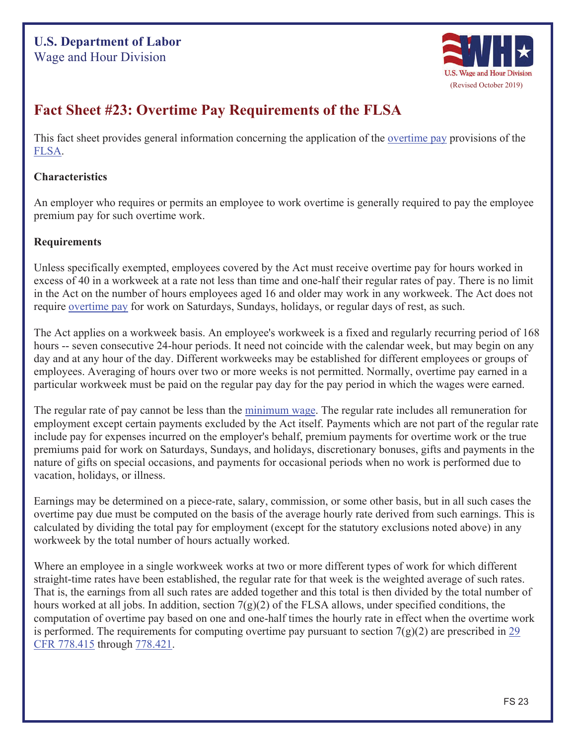**U.S. Department of Labor**
Wage and Hour Division

(Revised October 2019)

# Fact Sheet #23: Overtime Pay Requirements of the FLSA

This fact sheet provides general information concerning the application of the overtime pay provisions of the FLSA.

**Characteristics**

An employer who requires or permits an employee to work overtime is generally required to pay the employee premium pay for such overtime work.

**Requirements**

Unless specifically exempted, employees covered by the Act must receive overtime pay for hours worked in excess of 40 in a workweek at a rate not less than time and one-half their regular rates of pay. There is no limit in the Act on the number of hours employees aged 16 and older may work in any workweek. The Act does not require overtime pay for work on Saturdays, Sundays, holidays, or regular days of rest, as such.

The Act applies on a workweek basis. An employee's workweek is a fixed and regularly recurring period of 168 hours -- seven consecutive 24-hour periods. It need not coincide with the calendar week, but may begin on any day and at any hour of the day. Different workweeks may be established for different employees or groups of employees. Averaging of hours over two or more weeks is not permitted. Normally, overtime pay earned in a particular workweek must be paid on the regular pay day for the pay period in which the wages were earned.

The regular rate of pay cannot be less than the minimum wage. The regular rate includes all remuneration for employment except certain payments excluded by the Act itself. Payments which are not part of the regular rate include pay for expenses incurred on the employer's behalf, premium payments for overtime work or the true premiums paid for work on Saturdays, Sundays, and holidays, discretionary bonuses, gifts and payments in the nature of gifts on special occasions, and payments for occasional periods when no work is performed due to vacation, holidays, or illness.

Earnings may be determined on a piece-rate, salary, commission, or some other basis, but in all such cases the overtime pay due must be computed on the basis of the average hourly rate derived from such earnings. This is calculated by dividing the total pay for employment (except for the statutory exclusions noted above) in any workweek by the total number of hours actually worked.

Where an employee in a single workweek works at two or more different types of work for which different straight-time rates have been established, the regular rate for that week is the weighted average of such rates. That is, the earnings from all such rates are added together and this total is then divided by the total number of hours worked at all jobs. In addition, section 7(g)(2) of the FLSA allows, under specified conditions, the computation of overtime pay based on one and one-half times the hourly rate in effect when the overtime work is performed. The requirements for computing overtime pay pursuant to section 7(g)(2) are prescribed in 29 CFR 778.415 through 778.421.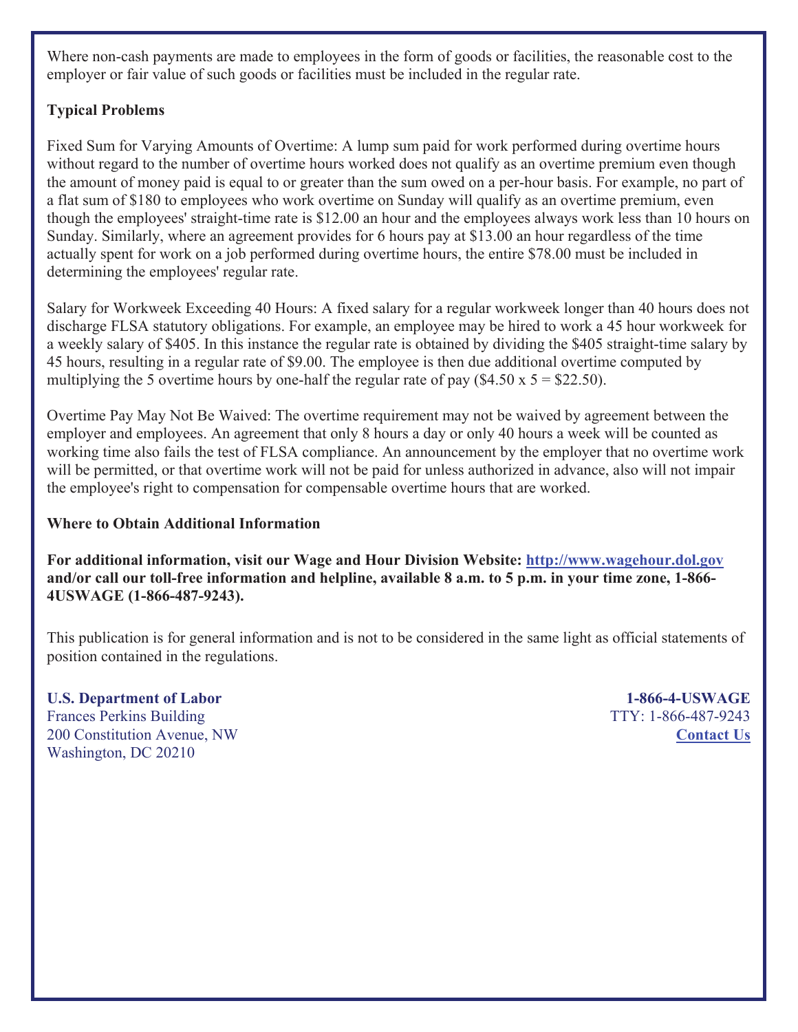Where non-cash payments are made to employees in the form of goods or facilities, the reasonable cost to the employer or fair value of such goods or facilities must be included in the regular rate.

**Typical Problems**

Fixed Sum for Varying Amounts of Overtime: A lump sum paid for work performed during overtime hours without regard to the number of overtime hours worked does not qualify as an overtime premium even though the amount of money paid is equal to or greater than the sum owed on a per-hour basis. For example, no part of a flat sum of $180 to employees who work overtime on Sunday will qualify as an overtime premium, even though the employees' straight-time rate is $12.00 an hour and the employees always work less than 10 hours on Sunday. Similarly, where an agreement provides for 6 hours pay at $13.00 an hour regardless of the time actually spent for work on a job performed during overtime hours, the entire $78.00 must be included in determining the employees' regular rate.

Salary for Workweek Exceeding 40 Hours: A fixed salary for a regular workweek longer than 40 hours does not discharge FLSA statutory obligations. For example, an employee may be hired to work a 45 hour workweek for a weekly salary of $405. In this instance the regular rate is obtained by dividing the $405 straight-time salary by 45 hours, resulting in a regular rate of $9.00. The employee is then due additional overtime computed by multiplying the 5 overtime hours by one-half the regular rate of pay ($4.50 x 5 = $22.50).

Overtime Pay May Not Be Waived: The overtime requirement may not be waived by agreement between the employer and employees. An agreement that only 8 hours a day or only 40 hours a week will be counted as working time also fails the test of FLSA compliance. An announcement by the employer that no overtime work will be permitted, or that overtime work will not be paid for unless authorized in advance, also will not impair the employee's right to compensation for compensable overtime hours that are worked.

**Where to Obtain Additional Information**

**For additional information, visit our Wage and Hour Division Website: [http://www.wagehour.dol.gov](http://www.wagehour.dol.gov) and/or call our toll-free information and helpline, available 8 a.m. to 5 p.m. in your time zone, 1-866-4USWAGE (1-866-487-9243).**

This publication is for general information and is not to be considered in the same light as official statements of position contained in the regulations.

**U.S. Department of Labor**
Frances Perkins Building
200 Constitution Avenue, NW
Washington, DC 20210

**1-866-4-USWAGE**
TTY: 1-866-487-9243
**Contact Us**